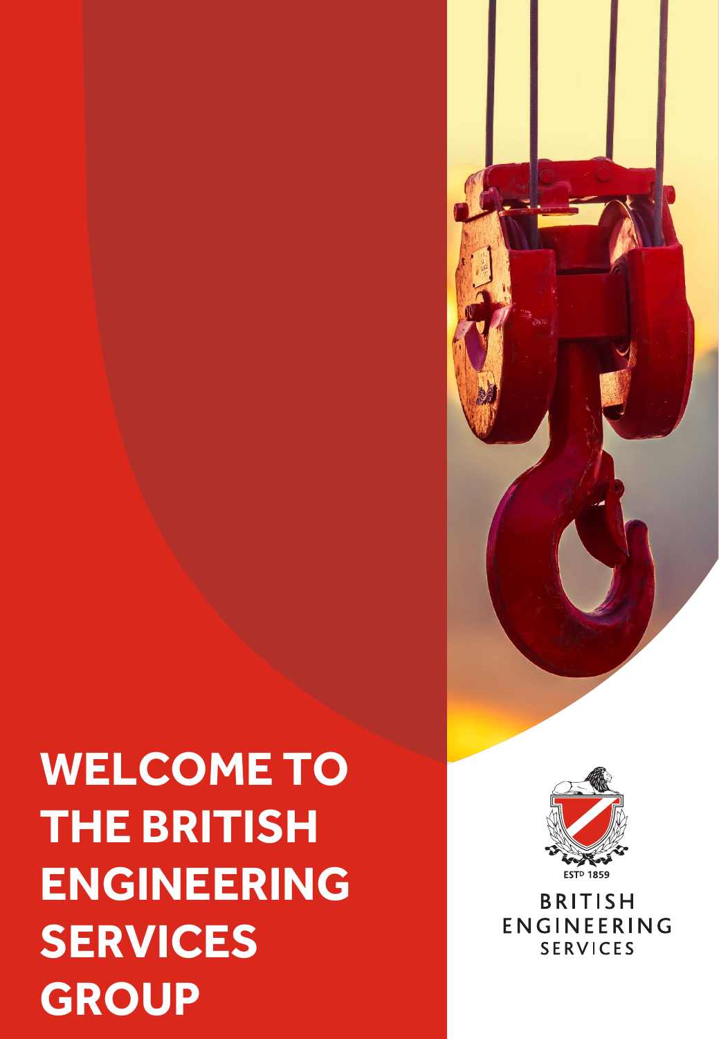# WELCOME TO THE BRITISH ENGINEERING SERVICES GROUP

ESTD 1859

BRITISH ENGINEERING SERVICES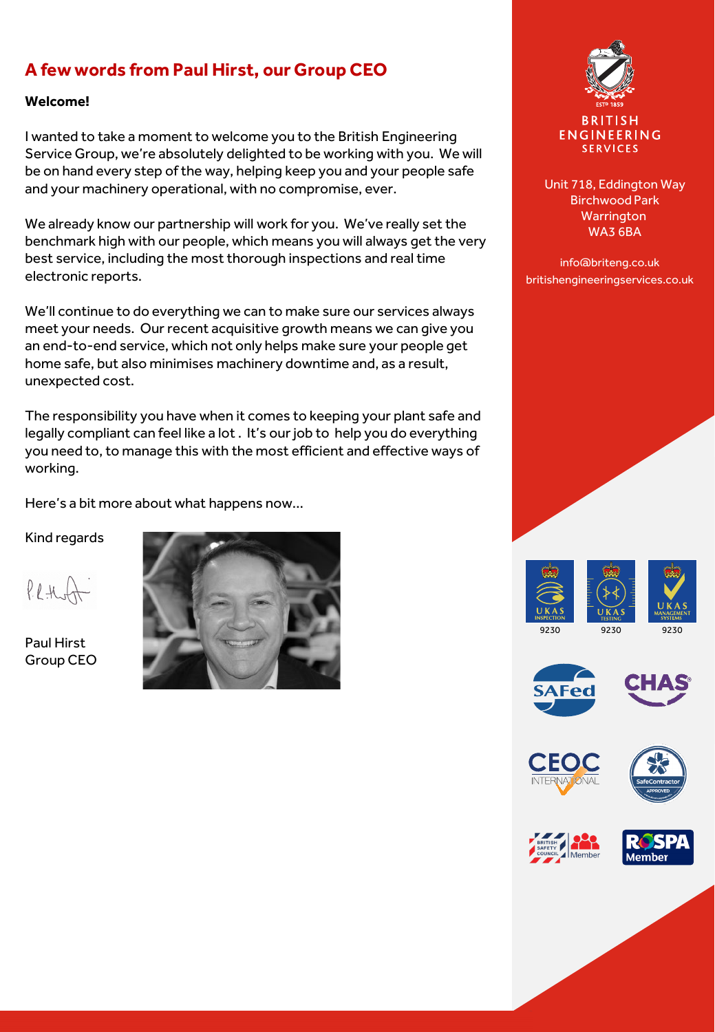## A few words from Paul Hirst, our Group CEO

**Welcome!**

I wanted to take a moment to welcome you to the British Engineering Service Group, we're absolutely delighted to be working with you. We will be on hand every step of the way, helping keep you and your people safe and your machinery operational, with no compromise, ever.

We already know our partnership will work for you. We've really set the benchmark high with our people, which means you will always get the very best service, including the most thorough inspections and real time electronic reports.

We'll continue to do everything we can to make sure our services always meet your needs. Our recent acquisitive growth means we can give you an end-to-end service, which not only helps make sure your people get home safe, but also minimises machinery downtime and, as a result, unexpected cost.

The responsibility you have when it comes to keeping your plant safe and legally compliant can feel like a lot . It's our job to help you do everything you need to, to manage this with the most efficient and effective ways of working.

Here's a bit more about what happens now...

Kind regards

Paul Hirst
Group CEO

BRITISH ENGINEERING SERVICES

Unit 718, Eddington Way
Birchwood Park
Warrington
WA3 6BA

info@briteng.co.uk
britishengineeringservices.co.uk

UKAS INSPECTION 9230
UKAS TESTING 9230
UKAS MANAGEMENT SYSTEMS 9230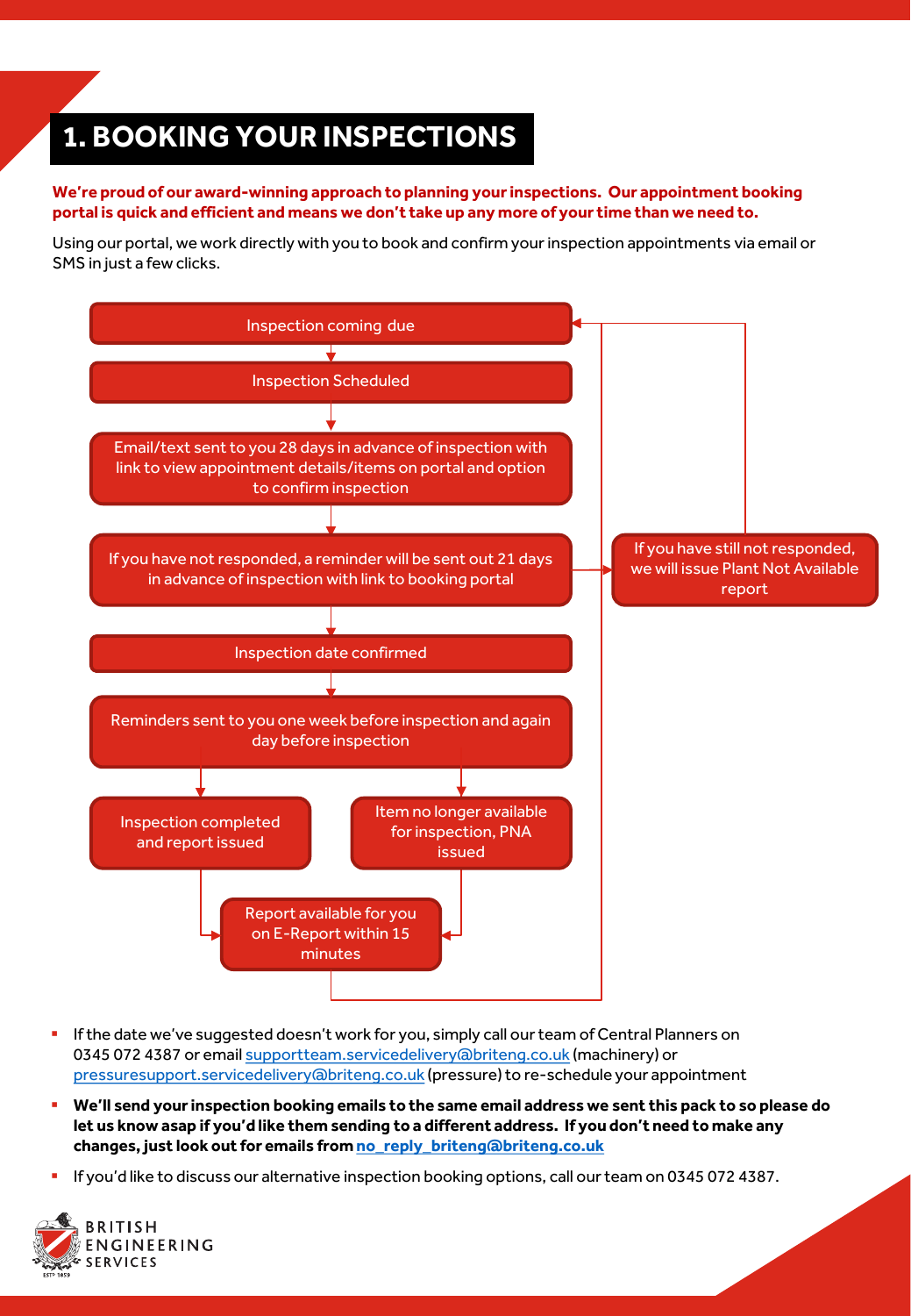# 1. BOOKING YOUR INSPECTIONS

**We're proud of our award-winning approach to planning your inspections. Our appointment booking portal is quick and efficient and means we don't take up any more of your time than we need to.**

Using our portal, we work directly with you to book and confirm your inspection appointments via email or SMS in just a few clicks.

- Inspection coming due
- Inspection Scheduled
- Email/text sent to you 28 days in advance of inspection with link to view appointment details/items on portal and option to confirm inspection
- If you have not responded, a reminder will be sent out 21 days in advance of inspection with link to booking portal
  - If you have still not responded, we will issue Plant Not Available report (returns to Inspection coming due)
- Inspection date confirmed
- Reminders sent to you one week before inspection and again day before inspection
  - Inspection completed and report issued
  - Item no longer available for inspection, PNA issued
- Report available for you on E-Report within 15 minutes (returns to Inspection coming due)

- If the date we've suggested doesn't work for you, simply call our team of Central Planners on 0345 072 4387 or email supportteam.servicedelivery@briteng.co.uk (machinery) or pressuresupport.servicedelivery@briteng.co.uk (pressure) to re-schedule your appointment
- **We'll send your inspection booking emails to the same email address we sent this pack to so please do let us know asap if you'd like them sending to a different address. If you don't need to make any changes, just look out for emails from no_reply_briteng@briteng.co.uk**
- If you'd like to discuss our alternative inspection booking options, call our team on 0345 072 4387.

BRITISH ENGINEERING SERVICES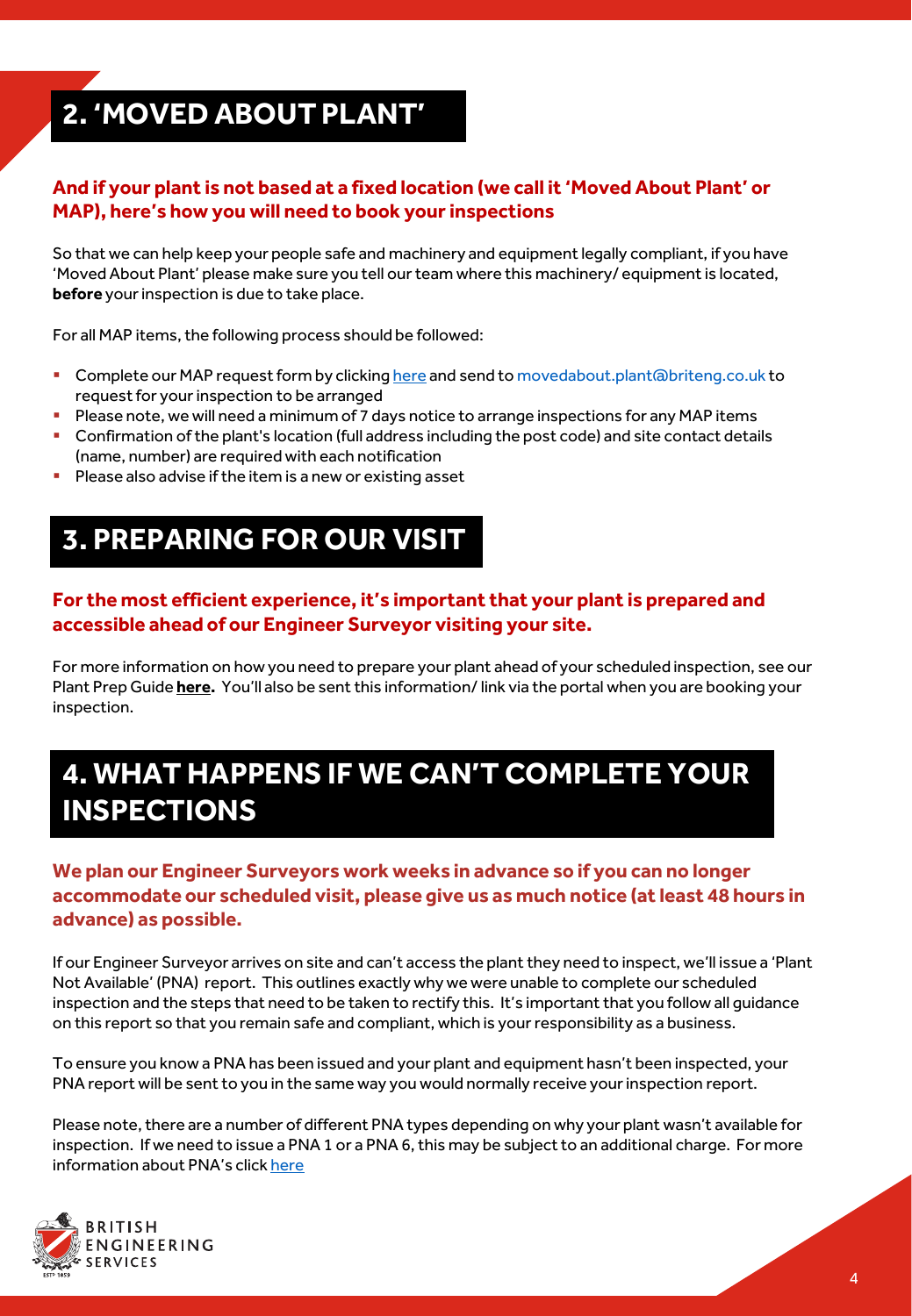## 2. 'MOVED ABOUT PLANT'

**And if your plant is not based at a fixed location (we call it 'Moved About Plant' or MAP), here's how you will need to book your inspections**

So that we can help keep your people safe and machinery and equipment legally compliant, if you have 'Moved About Plant' please make sure you tell our team where this machinery/ equipment is located, **before** your inspection is due to take place.

For all MAP items, the following process should be followed:

- Complete our MAP request form by clicking here and send to movedabout.plant@briteng.co.uk to request for your inspection to be arranged
- Please note, we will need a minimum of 7 days notice to arrange inspections for any MAP items
- Confirmation of the plant's location (full address including the post code) and site contact details (name, number) are required with each notification
- Please also advise if the item is a new or existing asset

## 3. PREPARING FOR OUR VISIT

**For the most efficient experience, it's important that your plant is prepared and accessible ahead of our Engineer Surveyor visiting your site.**

For more information on how you need to prepare your plant ahead of your scheduled inspection, see our Plant Prep Guide **here.** You'll also be sent this information/ link via the portal when you are booking your inspection.

## 4. WHAT HAPPENS IF WE CAN'T COMPLETE YOUR INSPECTIONS

**We plan our Engineer Surveyors work weeks in advance so if you can no longer accommodate our scheduled visit, please give us as much notice (at least 48 hours in advance) as possible.**

If our Engineer Surveyor arrives on site and can't access the plant they need to inspect, we'll issue a 'Plant Not Available' (PNA) report. This outlines exactly why we were unable to complete our scheduled inspection and the steps that need to be taken to rectify this. It's important that you follow all guidance on this report so that you remain safe and compliant, which is your responsibility as a business.

To ensure you know a PNA has been issued and your plant and equipment hasn't been inspected, your PNA report will be sent to you in the same way you would normally receive your inspection report.

Please note, there are a number of different PNA types depending on why your plant wasn't available for inspection. If we need to issue a PNA 1 or a PNA 6, this may be subject to an additional charge. For more information about PNA's click here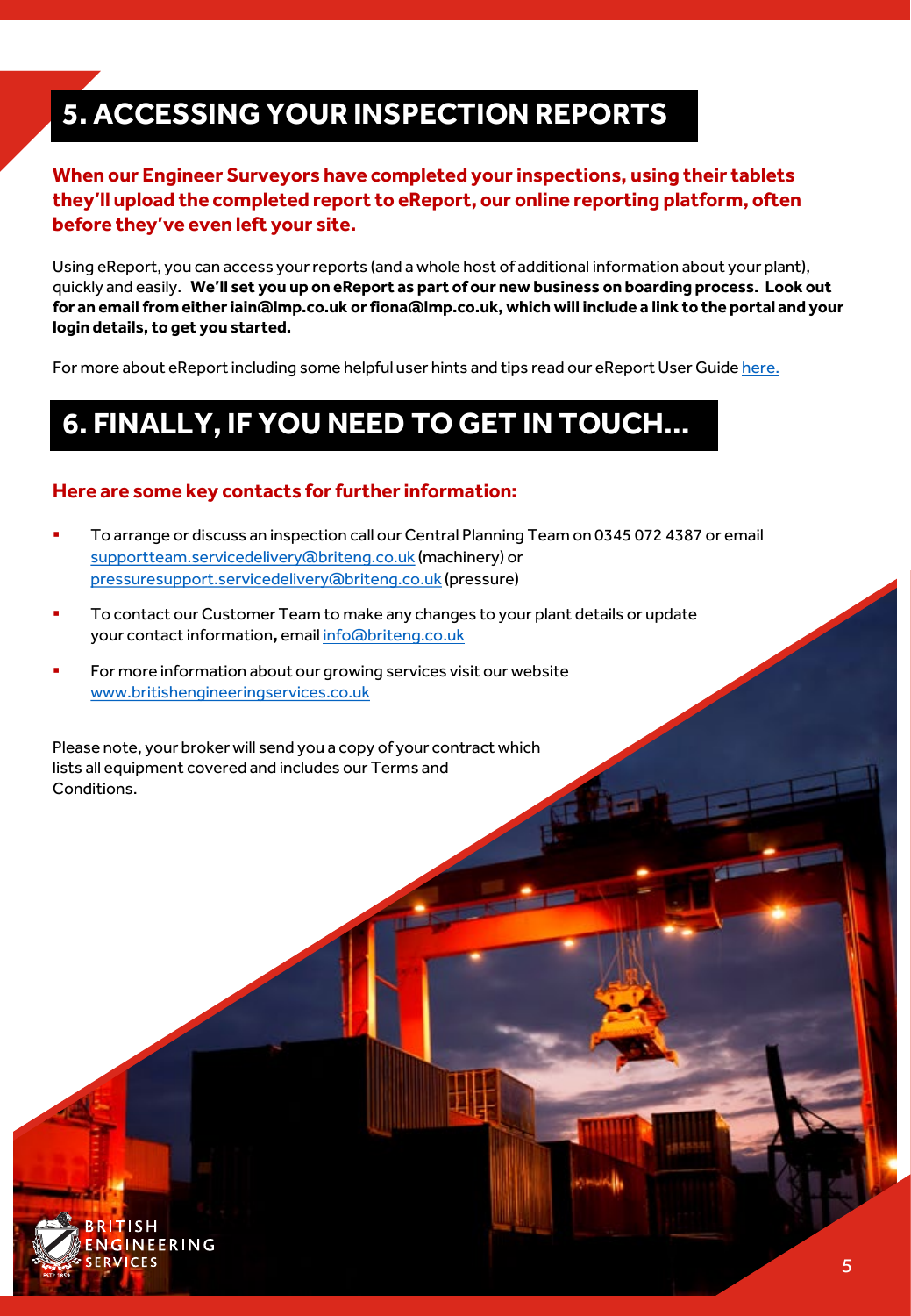## 5. ACCESSING YOUR INSPECTION REPORTS

**When our Engineer Surveyors have completed your inspections, using their tablets they'll upload the completed report to eReport, our online reporting platform, often before they've even left your site.**

Using eReport, you can access your reports (and a whole host of additional information about your plant), quickly and easily. **We'll set you up on eReport as part of our new business on boarding process. Look out for an email from either iain@lmp.co.uk or fiona@lmp.co.uk, which will include a link to the portal and your login details, to get you started.**

For more about eReport including some helpful user hints and tips read our eReport User Guide here.

## 6. FINALLY, IF YOU NEED TO GET IN TOUCH...

**Here are some key contacts for further information:**

- To arrange or discuss an inspection call our Central Planning Team on 0345 072 4387 or email supportteam.servicedelivery@briteng.co.uk (machinery) or pressuresupport.servicedelivery@briteng.co.uk (pressure)
- To contact our Customer Team to make any changes to your plant details or update your contact information**,** email info@briteng.co.uk
- For more information about our growing services visit our website www.britishengineeringservices.co.uk

Please note, your broker will send you a copy of your contract which lists all equipment covered and includes our Terms and Conditions.

BRITISH ENGINEERING SERVICES